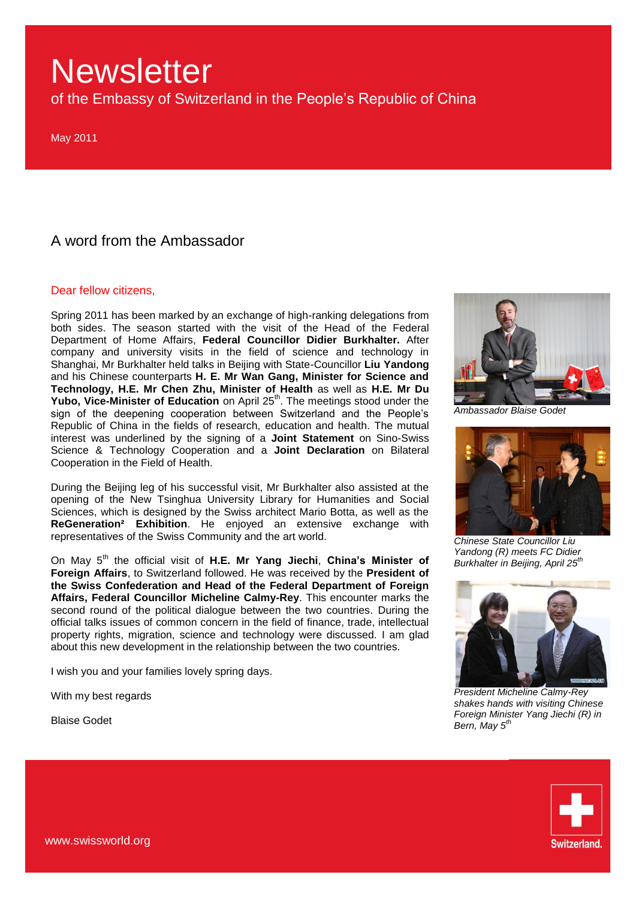# Newsletter

of the Embassy of Switzerland in the People's Republic of China

May 2011

## A word from the Ambassador

Dear fellow citizens,

Spring 2011 has been marked by an exchange of high-ranking delegations from both sides. The season started with the visit of the Head of the Federal Department of Home Affairs, **Federal Councillor Didier Burkhalter.** After company and university visits in the field of science and technology in Shanghai, Mr Burkhalter held talks in Beijing with State-Councillor **Liu Yandong** and his Chinese counterparts **H. E. Mr Wan Gang, Minister for Science and Technology, H.E. Mr Chen Zhu, Minister of Health** as well as **H.E. Mr Du Yubo, Vice-Minister of Education** on April 25th. The meetings stood under the sign of the deepening cooperation between Switzerland and the People's Republic of China in the fields of research, education and health. The mutual interest was underlined by the signing of a **Joint Statement** on Sino-Swiss Science & Technology Cooperation and a **Joint Declaration** on Bilateral Cooperation in the Field of Health.

During the Beijing leg of his successful visit, Mr Burkhalter also assisted at the opening of the New Tsinghua University Library for Humanities and Social Sciences, which is designed by the Swiss architect Mario Botta, as well as the **ReGeneration² Exhibition**. He enjoyed an extensive exchange with representatives of the Swiss Community and the art world.

On May 5th the official visit of **H.E. Mr Yang Jiechi**, **China's Minister of Foreign Affairs**, to Switzerland followed. He was received by the **President of the Swiss Confederation and Head of the Federal Department of Foreign Affairs, Federal Councillor Micheline Calmy-Rey**. This encounter marks the second round of the political dialogue between the two countries. During the official talks issues of common concern in the field of finance, trade, intellectual property rights, migration, science and technology were discussed. I am glad about this new development in the relationship between the two countries.

I wish you and your families lovely spring days.

With my best regards

Blaise Godet

*Ambassador Blaise Godet*

*Chinese State Councillor Liu Yandong (R) meets FC Didier Burkhalter in Beijing, April 25th*

*President Micheline Calmy-Rey shakes hands with visiting Chinese Foreign Minister Yang Jiechi (R) in Bern, May 5th*

www.swissworld.org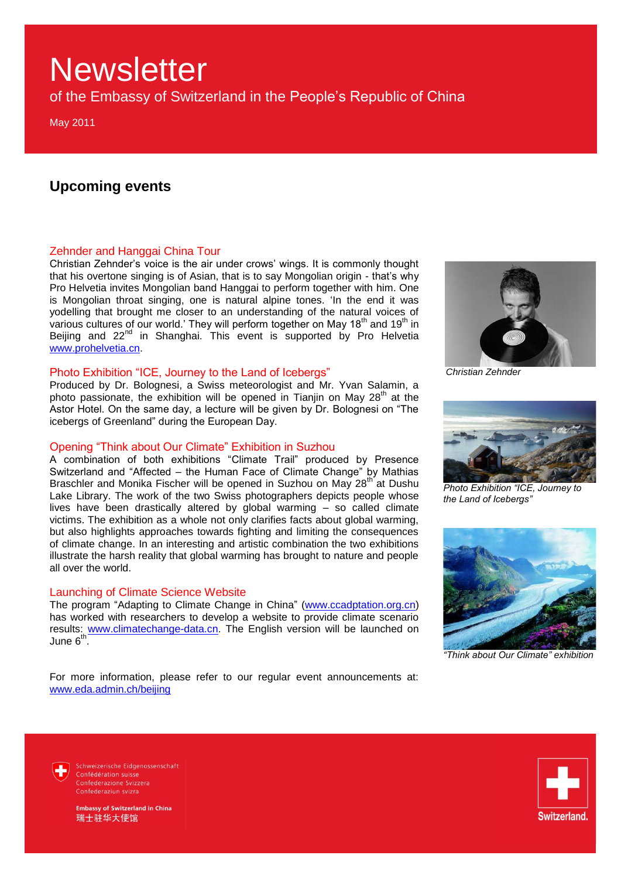# Newsletter

of the Embassy of Switzerland in the People's Republic of China

May 2011

## Upcoming events

### Zehnder and Hanggai China Tour

Christian Zehnder's voice is the air under crows' wings. It is commonly thought that his overtone singing is of Asian, that is to say Mongolian origin - that's why Pro Helvetia invites Mongolian band Hanggai to perform together with him. One is Mongolian throat singing, one is natural alpine tones. 'In the end it was yodelling that brought me closer to an understanding of the natural voices of various cultures of our world.' They will perform together on May 18th and 19th in Beijing and 22nd in Shanghai. This event is supported by Pro Helvetia www.prohelvetia.cn.

*Christian Zehnder*

### Photo Exhibition "ICE, Journey to the Land of Icebergs"

Produced by Dr. Bolognesi, a Swiss meteorologist and Mr. Yvan Salamin, a photo passionate, the exhibition will be opened in Tianjin on May 28th at the Astor Hotel. On the same day, a lecture will be given by Dr. Bolognesi on "The icebergs of Greenland" during the European Day.

*Photo Exhibition "ICE, Journey to the Land of Icebergs"*

### Opening "Think about Our Climate" Exhibition in Suzhou

A combination of both exhibitions "Climate Trail" produced by Presence Switzerland and "Affected – the Human Face of Climate Change" by Mathias Braschler and Monika Fischer will be opened in Suzhou on May 28th at Dushu Lake Library. The work of the two Swiss photographers depicts people whose lives have been drastically altered by global warming – so called climate victims. The exhibition as a whole not only clarifies facts about global warming, but also highlights approaches towards fighting and limiting the consequences of climate change. In an interesting and artistic combination the two exhibitions illustrate the harsh reality that global warming has brought to nature and people all over the world.

*"Think about Our Climate" exhibition*

### Launching of Climate Science Website

The program "Adapting to Climate Change in China" (www.ccadptation.org.cn) has worked with researchers to develop a website to provide climate scenario results: www.climatechange-data.cn. The English version will be launched on June 6th.

For more information, please refer to our regular event announcements at: www.eda.admin.ch/beijing

Schweizerische Eidgenossenschaft
Confédération suisse
Confederazione Svizzera
Confederaziun svizra

**Embassy of Switzerland in China**
瑞士驻华大使馆

Switzerland.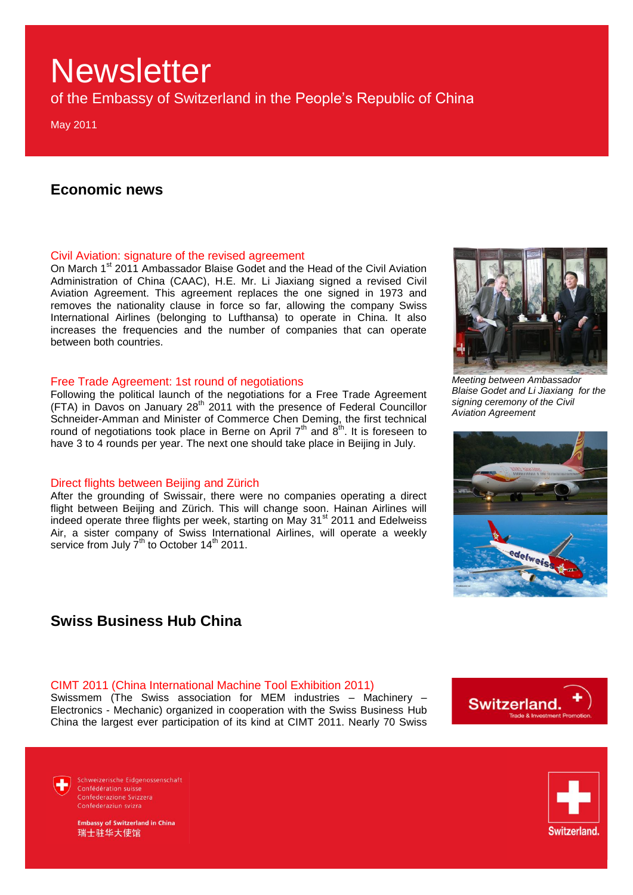# Newsletter

of the Embassy of Switzerland in the People's Republic of China

May 2011

## Economic news

### Civil Aviation: signature of the revised agreement

On March 1st 2011 Ambassador Blaise Godet and the Head of the Civil Aviation Administration of China (CAAC), H.E. Mr. Li Jiaxiang signed a revised Civil Aviation Agreement. This agreement replaces the one signed in 1973 and removes the nationality clause in force so far, allowing the company Swiss International Airlines (belonging to Lufthansa) to operate in China. It also increases the frequencies and the number of companies that can operate between both countries.

*Meeting between Ambassador Blaise Godet and Li Jiaxiang for the signing ceremony of the Civil Aviation Agreement*

### Free Trade Agreement: 1st round of negotiations

Following the political launch of the negotiations for a Free Trade Agreement (FTA) in Davos on January 28th 2011 with the presence of Federal Councillor Schneider-Amman and Minister of Commerce Chen Deming, the first technical round of negotiations took place in Berne on April 7th and 8th. It is foreseen to have 3 to 4 rounds per year. The next one should take place in Beijing in July.

### Direct flights between Beijing and Zürich

After the grounding of Swissair, there were no companies operating a direct flight between Beijing and Zürich. This will change soon. Hainan Airlines will indeed operate three flights per week, starting on May 31st 2011 and Edelweiss Air, a sister company of Swiss International Airlines, will operate a weekly service from July 7th to October 14th 2011.

## Swiss Business Hub China

### CIMT 2011 (China International Machine Tool Exhibition 2011)

Swissmem (The Swiss association for MEM industries – Machinery – Electronics - Mechanic) organized in cooperation with the Swiss Business Hub China the largest ever participation of its kind at CIMT 2011. Nearly 70 Swiss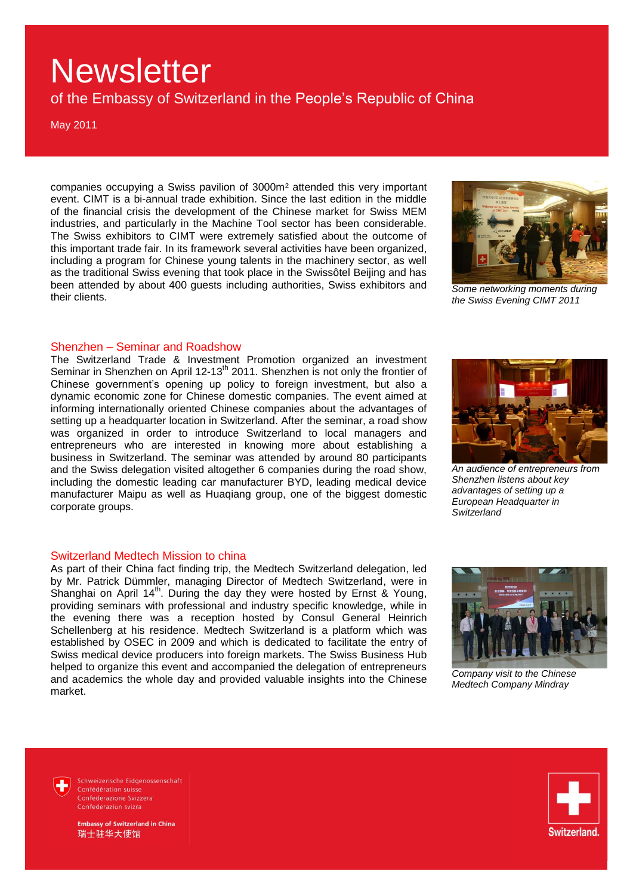companies occupying a Swiss pavilion of 3000m² attended this very important event. CIMT is a bi-annual trade exhibition. Since the last edition in the middle of the financial crisis the development of the Chinese market for Swiss MEM industries, and particularly in the Machine Tool sector has been considerable. The Swiss exhibitors to CIMT were extremely satisfied about the outcome of this important trade fair. In its framework several activities have been organized, including a program for Chinese young talents in the machinery sector, as well as the traditional Swiss evening that took place in the Swissôtel Beijing and has been attended by about 400 guests including authorities, Swiss exhibitors and their clients.

*Some networking moments during the Swiss Evening CIMT 2011*

## Shenzhen – Seminar and Roadshow

The Switzerland Trade & Investment Promotion organized an investment Seminar in Shenzhen on April 12-13th 2011. Shenzhen is not only the frontier of Chinese government's opening up policy to foreign investment, but also a dynamic economic zone for Chinese domestic companies. The event aimed at informing internationally oriented Chinese companies about the advantages of setting up a headquarter location in Switzerland. After the seminar, a road show was organized in order to introduce Switzerland to local managers and entrepreneurs who are interested in knowing more about establishing a business in Switzerland. The seminar was attended by around 80 participants and the Swiss delegation visited altogether 6 companies during the road show, including the domestic leading car manufacturer BYD, leading medical device manufacturer Maipu as well as Huaqiang group, one of the biggest domestic corporate groups.

*An audience of entrepreneurs from Shenzhen listens about key advantages of setting up a European Headquarter in Switzerland*

## Switzerland Medtech Mission to china

As part of their China fact finding trip, the Medtech Switzerland delegation, led by Mr. Patrick Dümmler, managing Director of Medtech Switzerland, were in Shanghai on April 14th. During the day they were hosted by Ernst & Young, providing seminars with professional and industry specific knowledge, while in the evening there was a reception hosted by Consul General Heinrich Schellenberg at his residence. Medtech Switzerland is a platform which was established by OSEC in 2009 and which is dedicated to facilitate the entry of Swiss medical device producers into foreign markets. The Swiss Business Hub helped to organize this event and accompanied the delegation of entrepreneurs and academics the whole day and provided valuable insights into the Chinese market.

*Company visit to the Chinese Medtech Company Mindray*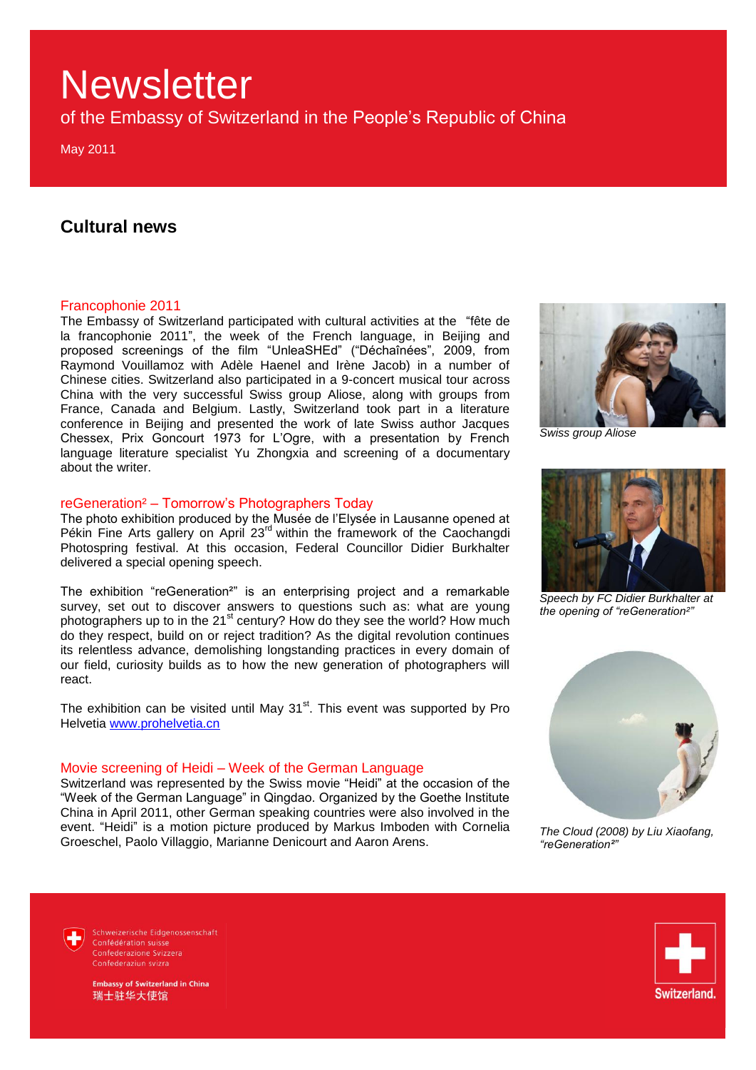# Newsletter

of the Embassy of Switzerland in the People's Republic of China

May 2011

## Cultural news

### Francophonie 2011

The Embassy of Switzerland participated with cultural activities at the "fête de la francophonie 2011", the week of the French language, in Beijing and proposed screenings of the film "UnleaSHEd" ("Déchaînées", 2009, from Raymond Vouillamoz with Adèle Haenel and Irène Jacob) in a number of Chinese cities. Switzerland also participated in a 9-concert musical tour across China with the very successful Swiss group Aliose, along with groups from France, Canada and Belgium. Lastly, Switzerland took part in a literature conference in Beijing and presented the work of late Swiss author Jacques Chessex, Prix Goncourt 1973 for L'Ogre, with a presentation by French language literature specialist Yu Zhongxia and screening of a documentary about the writer.

*Swiss group Aliose*

### reGeneration² – Tomorrow's Photographers Today

The photo exhibition produced by the Musée de l'Elysée in Lausanne opened at Pékin Fine Arts gallery on April 23rd within the framework of the Caochangdi Photospring festival. At this occasion, Federal Councillor Didier Burkhalter delivered a special opening speech.

The exhibition "reGeneration²" is an enterprising project and a remarkable survey, set out to discover answers to questions such as: what are young photographers up to in the 21st century? How do they see the world? How much do they respect, build on or reject tradition? As the digital revolution continues its relentless advance, demolishing longstanding practices in every domain of our field, curiosity builds as to how the new generation of photographers will react.

The exhibition can be visited until May 31st. This event was supported by Pro Helvetia www.prohelvetia.cn

*Speech by FC Didier Burkhalter at the opening of "reGeneration²"*

*The Cloud (2008) by Liu Xiaofang, "reGeneration²"*

### Movie screening of Heidi – Week of the German Language

Switzerland was represented by the Swiss movie "Heidi" at the occasion of the "Week of the German Language" in Qingdao. Organized by the Goethe Institute China in April 2011, other German speaking countries were also involved in the event. "Heidi" is a motion picture produced by Markus Imboden with Cornelia Groeschel, Paolo Villaggio, Marianne Denicourt and Aaron Arens.

Schweizerische Eidgenossenschaft
Confédération suisse
Confederazione Svizzera
Confederaziun svizra

**Embassy of Switzerland in China**
瑞士驻华大使馆

Switzerland.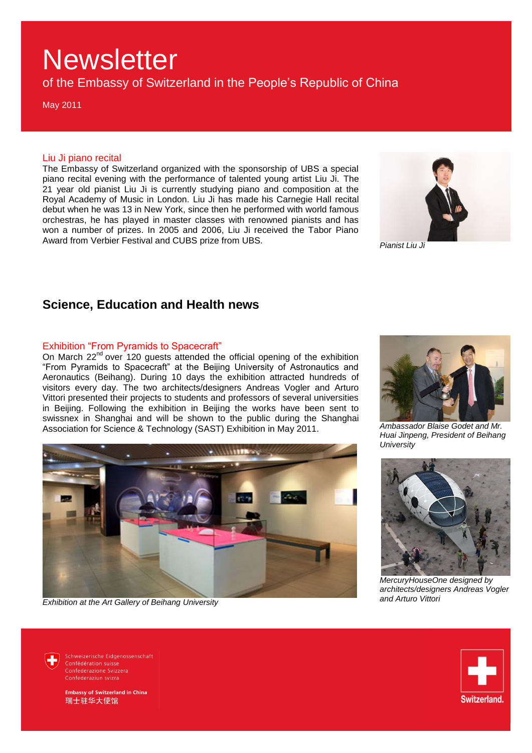# Newsletter

of the Embassy of Switzerland in the People's Republic of China

May 2011

### Liu Ji piano recital

The Embassy of Switzerland organized with the sponsorship of UBS a special piano recital evening with the performance of talented young artist Liu Ji. The 21 year old pianist Liu Ji is currently studying piano and composition at the Royal Academy of Music in London. Liu Ji has made his Carnegie Hall recital debut when he was 13 in New York, since then he performed with world famous orchestras, he has played in master classes with renowned pianists and has won a number of prizes. In 2005 and 2006, Liu Ji received the Tabor Piano Award from Verbier Festival and CUBS prize from UBS.

*Pianist Liu Ji*

## Science, Education and Health news

### Exhibition "From Pyramids to Spacecraft"

On March 22nd over 120 guests attended the official opening of the exhibition "From Pyramids to Spacecraft" at the Beijing University of Astronautics and Aeronautics (Beihang). During 10 days the exhibition attracted hundreds of visitors every day. The two architects/designers Andreas Vogler and Arturo Vittori presented their projects to students and professors of several universities in Beijing. Following the exhibition in Beijing the works have been sent to swissnex in Shanghai and will be shown to the public during the Shanghai Association for Science & Technology (SAST) Exhibition in May 2011.

*Ambassador Blaise Godet and Mr. Huai Jinpeng, President of Beihang University*

*Exhibition at the Art Gallery of Beihang University*

*MercuryHouseOne designed by architects/designers Andreas Vogler and Arturo Vittori*

Schweizerische Eidgenossenschaft
Confédération suisse
Confederazione Svizzera
Confederaziun svizra

**Embassy of Switzerland in China**
瑞士驻华大使馆

Switzerland.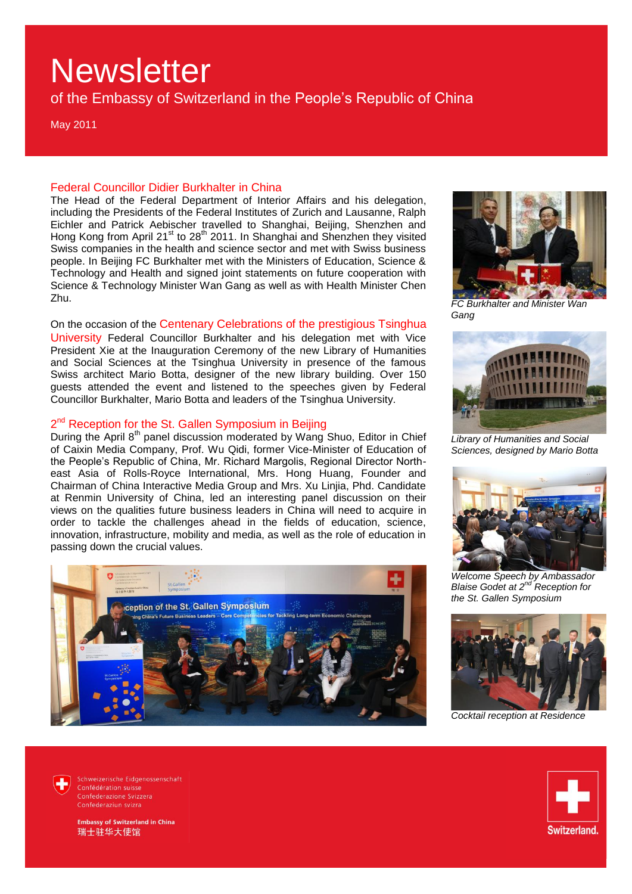# Newsletter

of the Embassy of Switzerland in the People's Republic of China

May 2011

## Federal Councillor Didier Burkhalter in China

The Head of the Federal Department of Interior Affairs and his delegation, including the Presidents of the Federal Institutes of Zurich and Lausanne, Ralph Eichler and Patrick Aebischer travelled to Shanghai, Beijing, Shenzhen and Hong Kong from April 21st to 28th 2011. In Shanghai and Shenzhen they visited Swiss companies in the health and science sector and met with Swiss business people. In Beijing FC Burkhalter met with the Ministers of Education, Science & Technology and Health and signed joint statements on future cooperation with Science & Technology Minister Wan Gang as well as with Health Minister Chen Zhu.

On the occasion of the Centenary Celebrations of the prestigious Tsinghua University Federal Councillor Burkhalter and his delegation met with Vice President Xie at the Inauguration Ceremony of the new Library of Humanities and Social Sciences at the Tsinghua University in presence of the famous Swiss architect Mario Botta, designer of the new library building. Over 150 guests attended the event and listened to the speeches given by Federal Councillor Burkhalter, Mario Botta and leaders of the Tsinghua University.

*FC Burkhalter and Minister Wan Gang*

*Library of Humanities and Social Sciences, designed by Mario Botta*

## 2nd Reception for the St. Gallen Symposium in Beijing

During the April 8th panel discussion moderated by Wang Shuo, Editor in Chief of Caixin Media Company, Prof. Wu Qidi, former Vice-Minister of Education of the People's Republic of China, Mr. Richard Margolis, Regional Director North-east Asia of Rolls-Royce International, Mrs. Hong Huang, Founder and Chairman of China Interactive Media Group and Mrs. Xu Linjia, Phd. Candidate at Renmin University of China, led an interesting panel discussion on their views on the qualities future business leaders in China will need to acquire in order to tackle the challenges ahead in the fields of education, science, innovation, infrastructure, mobility and media, as well as the role of education in passing down the crucial values.

*Welcome Speech by Ambassador Blaise Godet at 2nd Reception for the St. Gallen Symposium*

*Cocktail reception at Residence*

Schweizerische Eidgenossenschaft
Confédération suisse
Confederazione Svizzera
Confederaziun svizra

Embassy of Switzerland in China
瑞士驻华大使馆

Switzerland.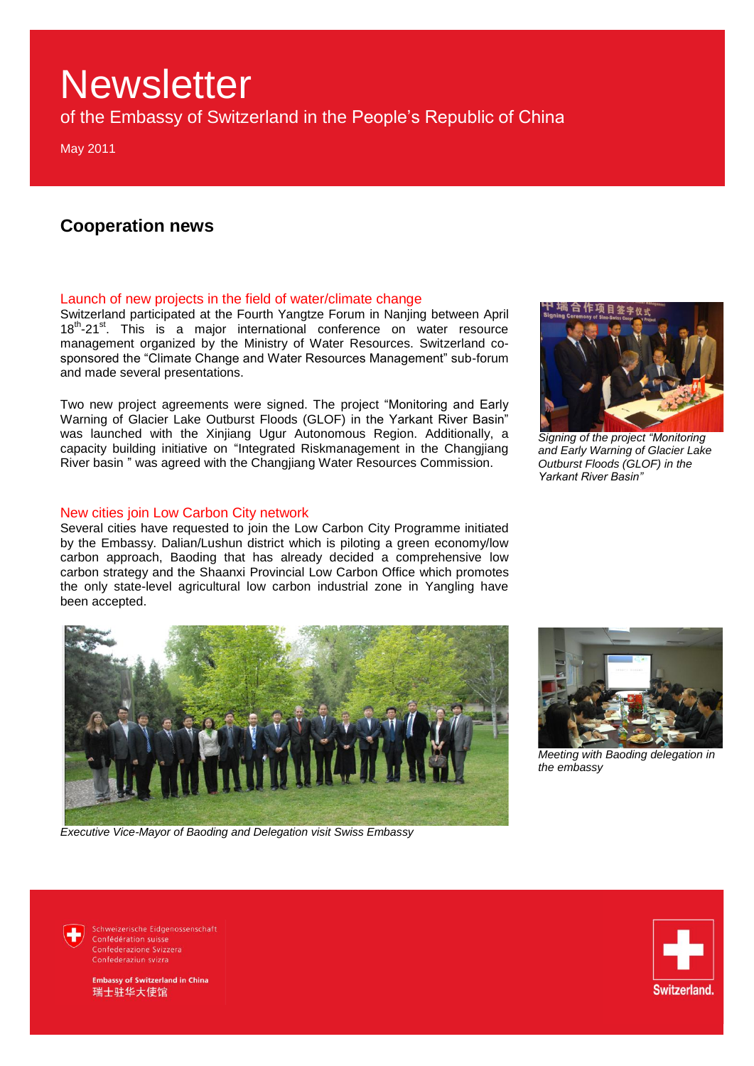# Newsletter

of the Embassy of Switzerland in the People's Republic of China

May 2011

## Cooperation news

### Launch of new projects in the field of water/climate change

Switzerland participated at the Fourth Yangtze Forum in Nanjing between April 18th-21st. This is a major international conference on water resource management organized by the Ministry of Water Resources. Switzerland co-sponsored the "Climate Change and Water Resources Management" sub-forum and made several presentations.

Two new project agreements were signed. The project "Monitoring and Early Warning of Glacier Lake Outburst Floods (GLOF) in the Yarkant River Basin" was launched with the Xinjiang Ugur Autonomous Region. Additionally, a capacity building initiative on "Integrated Riskmanagement in the Changjiang River basin " was agreed with the Changjiang Water Resources Commission.

*Signing of the project "Monitoring and Early Warning of Glacier Lake Outburst Floods (GLOF) in the Yarkant River Basin"*

### New cities join Low Carbon City network

Several cities have requested to join the Low Carbon City Programme initiated by the Embassy. Dalian/Lushun district which is piloting a green economy/low carbon approach, Baoding that has already decided a comprehensive low carbon strategy and the Shaanxi Provincial Low Carbon Office which promotes the only state-level agricultural low carbon industrial zone in Yangling have been accepted.

*Executive Vice-Mayor of Baoding and Delegation visit Swiss Embassy*

*Meeting with Baoding delegation in the embassy*

Schweizerische Eidgenossenschaft
Confédération suisse
Confederazione Svizzera
Confederaziun svizra

**Embassy of Switzerland in China**
瑞士驻华大使馆

Switzerland.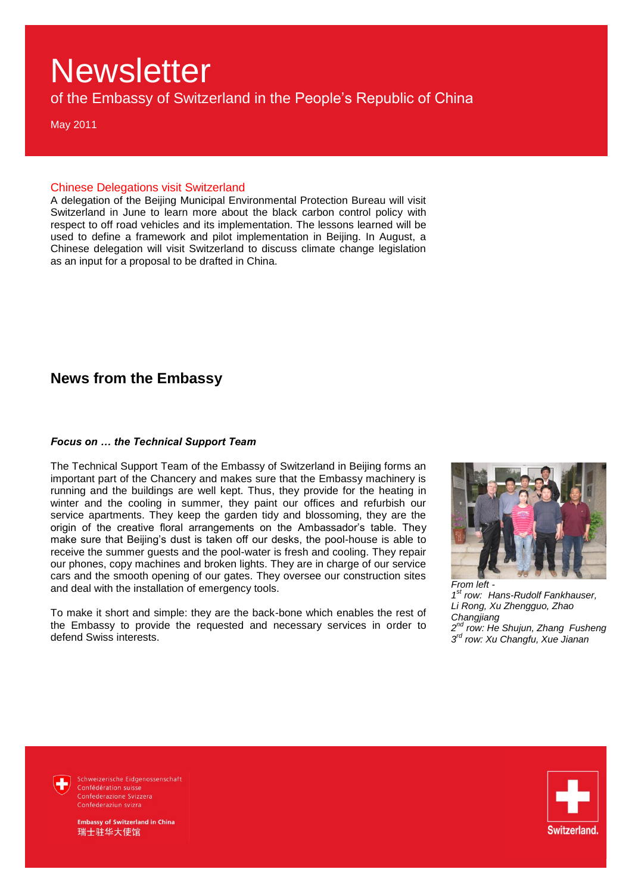# Newsletter

of the Embassy of Switzerland in the People's Republic of China

May 2011

### Chinese Delegations visit Switzerland

A delegation of the Beijing Municipal Environmental Protection Bureau will visit Switzerland in June to learn more about the black carbon control policy with respect to off road vehicles and its implementation. The lessons learned will be used to define a framework and pilot implementation in Beijing. In August, a Chinese delegation will visit Switzerland to discuss climate change legislation as an input for a proposal to be drafted in China.

## News from the Embassy

***Focus on … the Technical Support Team***

The Technical Support Team of the Embassy of Switzerland in Beijing forms an important part of the Chancery and makes sure that the Embassy machinery is running and the buildings are well kept. Thus, they provide for the heating in winter and the cooling in summer, they paint our offices and refurbish our service apartments. They keep the garden tidy and blossoming, they are the origin of the creative floral arrangements on the Ambassador's table. They make sure that Beijing's dust is taken off our desks, the pool-house is able to receive the summer guests and the pool-water is fresh and cooling. They repair our phones, copy machines and broken lights. They are in charge of our service cars and the smooth opening of our gates. They oversee our construction sites and deal with the installation of emergency tools.

To make it short and simple: they are the back-bone which enables the rest of the Embassy to provide the requested and necessary services in order to defend Swiss interests.

*From left -*
*1st row: Hans-Rudolf Fankhauser, Li Rong, Xu Zhengguo, Zhao Changjiang*
*2nd row: He Shujun, Zhang Fusheng*
*3rd row: Xu Changfu, Xue Jianan*

Schweizerische Eidgenossenschaft
Confédération suisse
Confederazione Svizzera
Confederaziun svizra

**Embassy of Switzerland in China**
瑞士驻华大使馆

Switzerland.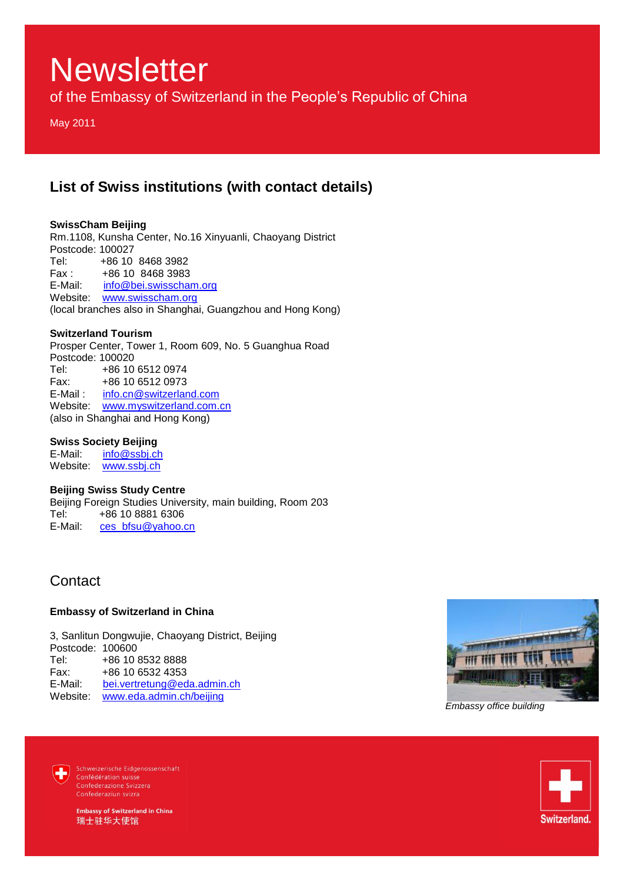# Newsletter

of the Embassy of Switzerland in the People's Republic of China

May 2011

## List of Swiss institutions (with contact details)

**SwissCham Beijing**
Rm.1108, Kunsha Center, No.16 Xinyuanli, Chaoyang District
Postcode: 100027
Tel: +86 10 8468 3982
Fax : +86 10 8468 3983
E-Mail: info@bei.swisscham.org
Website: www.swisscham.org
(local branches also in Shanghai, Guangzhou and Hong Kong)

**Switzerland Tourism**
Prosper Center, Tower 1, Room 609, No. 5 Guanghua Road
Postcode: 100020
Tel: +86 10 6512 0974
Fax: +86 10 6512 0973
E-Mail : info.cn@switzerland.com
Website: www.myswitzerland.com.cn
(also in Shanghai and Hong Kong)

**Swiss Society Beijing**
E-Mail: info@ssbj.ch
Website: www.ssbj.ch

**Beijing Swiss Study Centre**
Beijing Foreign Studies University, main building, Room 203
Tel: +86 10 8881 6306
E-Mail: ces_bfsu@yahoo.cn

## Contact

**Embassy of Switzerland in China**

3, Sanlitun Dongwujie, Chaoyang District, Beijing
Postcode: 100600
Tel: +86 10 8532 8888
Fax: +86 10 6532 4353
E-Mail: bei.vertretung@eda.admin.ch
Website: www.eda.admin.ch/beijing

*Embassy office building*

Schweizerische Eidgenossenschaft
Confédération suisse
Confederazione Svizzera
Confederaziun svizra

**Embassy of Switzerland in China**
瑞士驻华大使馆

Switzerland.